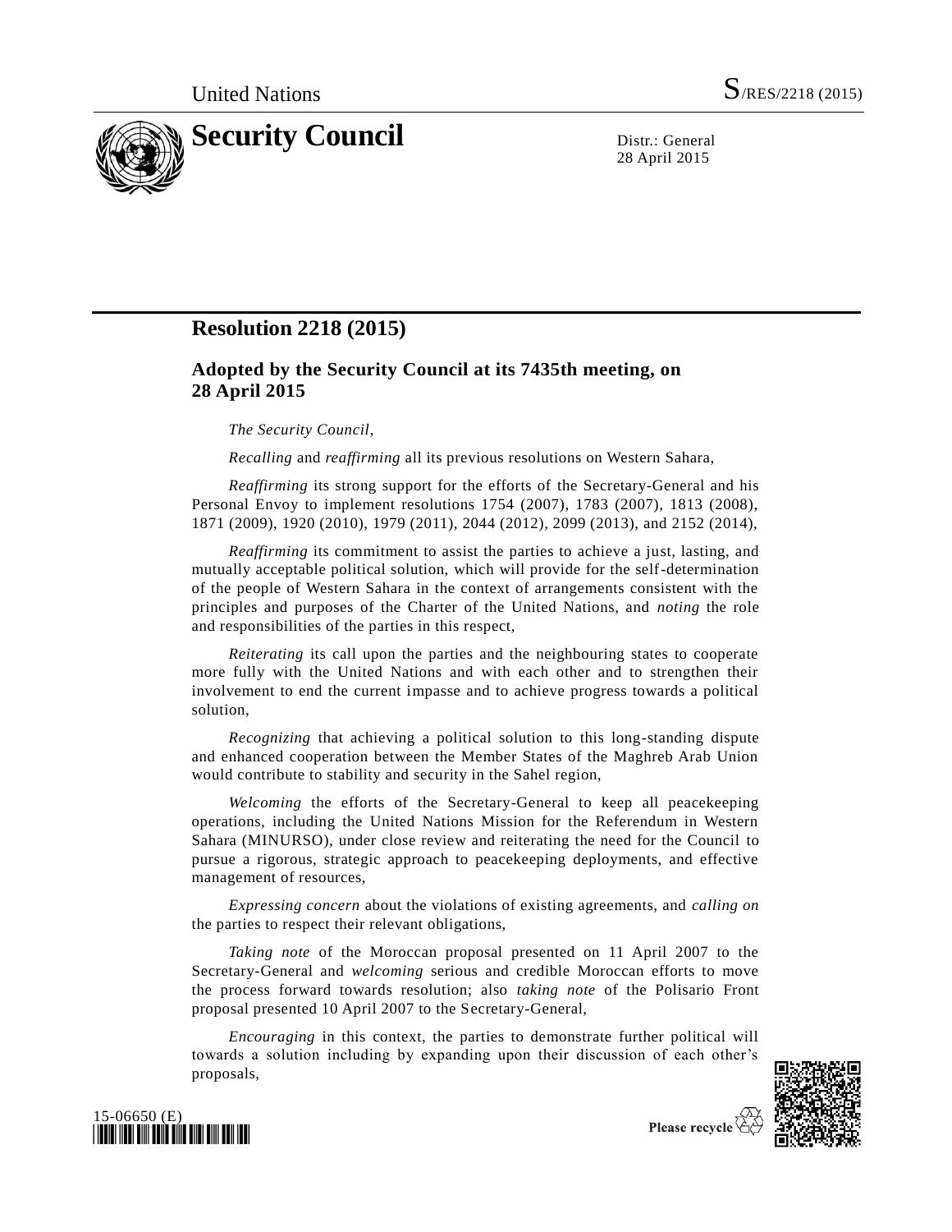United Nations S/RES/2218 (2015)

# Security Council

Distr.: General
28 April 2015

## Resolution 2218 (2015)

### Adopted by the Security Council at its 7435th meeting, on 28 April 2015

*The Security Council*,

*Recalling* and *reaffirming* all its previous resolutions on Western Sahara,

*Reaffirming* its strong support for the efforts of the Secretary-General and his Personal Envoy to implement resolutions 1754 (2007), 1783 (2007), 1813 (2008), 1871 (2009), 1920 (2010), 1979 (2011), 2044 (2012), 2099 (2013), and 2152 (2014),

*Reaffirming* its commitment to assist the parties to achieve a just, lasting, and mutually acceptable political solution, which will provide for the self-determination of the people of Western Sahara in the context of arrangements consistent with the principles and purposes of the Charter of the United Nations, and *noting* the role and responsibilities of the parties in this respect,

*Reiterating* its call upon the parties and the neighbouring states to cooperate more fully with the United Nations and with each other and to strengthen their involvement to end the current impasse and to achieve progress towards a political solution,

*Recognizing* that achieving a political solution to this long-standing dispute and enhanced cooperation between the Member States of the Maghreb Arab Union would contribute to stability and security in the Sahel region,

*Welcoming* the efforts of the Secretary-General to keep all peacekeeping operations, including the United Nations Mission for the Referendum in Western Sahara (MINURSO), under close review and reiterating the need for the Council to pursue a rigorous, strategic approach to peacekeeping deployments, and effective management of resources,

*Expressing concern* about the violations of existing agreements, and *calling on* the parties to respect their relevant obligations,

*Taking note* of the Moroccan proposal presented on 11 April 2007 to the Secretary-General and *welcoming* serious and credible Moroccan efforts to move the process forward towards resolution; also *taking note* of the Polisario Front proposal presented 10 April 2007 to the Secretary-General,

*Encouraging* in this context, the parties to demonstrate further political will towards a solution including by expanding upon their discussion of each other's proposals,

15-06650 (E)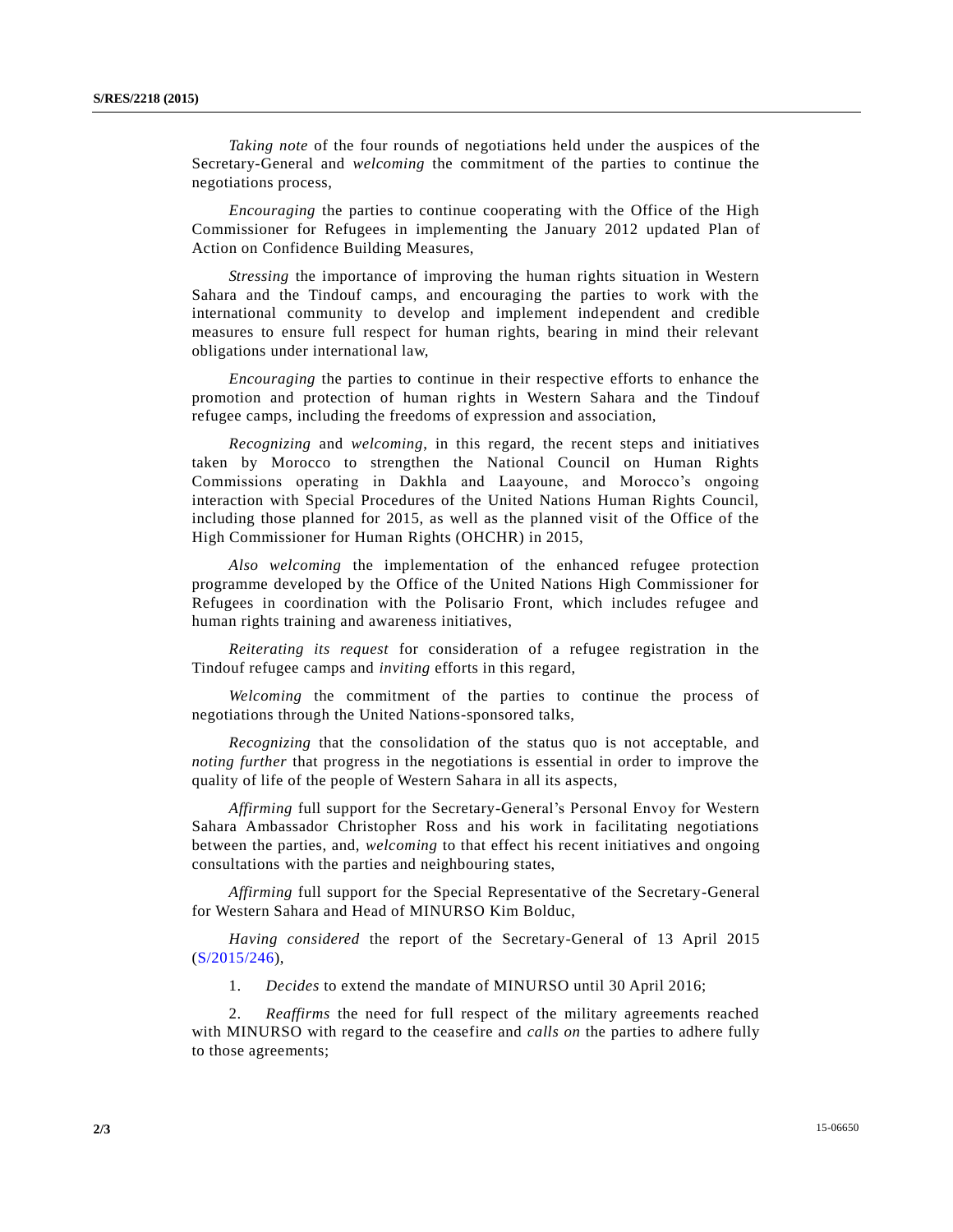*Taking note* of the four rounds of negotiations held under the auspices of the Secretary-General and *welcoming* the commitment of the parties to continue the negotiations process,

*Encouraging* the parties to continue cooperating with the Office of the High Commissioner for Refugees in implementing the January 2012 updated Plan of Action on Confidence Building Measures,

*Stressing* the importance of improving the human rights situation in Western Sahara and the Tindouf camps, and encouraging the parties to work with the international community to develop and implement independent and credible measures to ensure full respect for human rights, bearing in mind their relevant obligations under international law,

*Encouraging* the parties to continue in their respective efforts to enhance the promotion and protection of human rights in Western Sahara and the Tindouf refugee camps, including the freedoms of expression and association,

*Recognizing* and *welcoming,* in this regard, the recent steps and initiatives taken by Morocco to strengthen the National Council on Human Rights Commissions operating in Dakhla and Laayoune, and Morocco's ongoing interaction with Special Procedures of the United Nations Human Rights Council, including those planned for 2015, as well as the planned visit of the Office of the High Commissioner for Human Rights (OHCHR) in 2015,

*Also welcoming* the implementation of the enhanced refugee protection programme developed by the Office of the United Nations High Commissioner for Refugees in coordination with the Polisario Front, which includes refugee and human rights training and awareness initiatives,

*Reiterating its request* for consideration of a refugee registration in the Tindouf refugee camps and *inviting* efforts in this regard,

*Welcoming* the commitment of the parties to continue the process of negotiations through the United Nations-sponsored talks,

*Recognizing* that the consolidation of the status quo is not acceptable, and *noting further* that progress in the negotiations is essential in order to improve the quality of life of the people of Western Sahara in all its aspects,

*Affirming* full support for the Secretary-General's Personal Envoy for Western Sahara Ambassador Christopher Ross and his work in facilitating negotiations between the parties, and, *welcoming* to that effect his recent initiatives and ongoing consultations with the parties and neighbouring states,

*Affirming* full support for the Special Representative of the Secretary-General for Western Sahara and Head of MINURSO Kim Bolduc,

*Having considered* the report of the Secretary-General of 13 April 2015 (S/2015/246),

1. *Decides* to extend the mandate of MINURSO until 30 April 2016;

2. *Reaffirms* the need for full respect of the military agreements reached with MINURSO with regard to the ceasefire and *calls on* the parties to adhere fully to those agreements;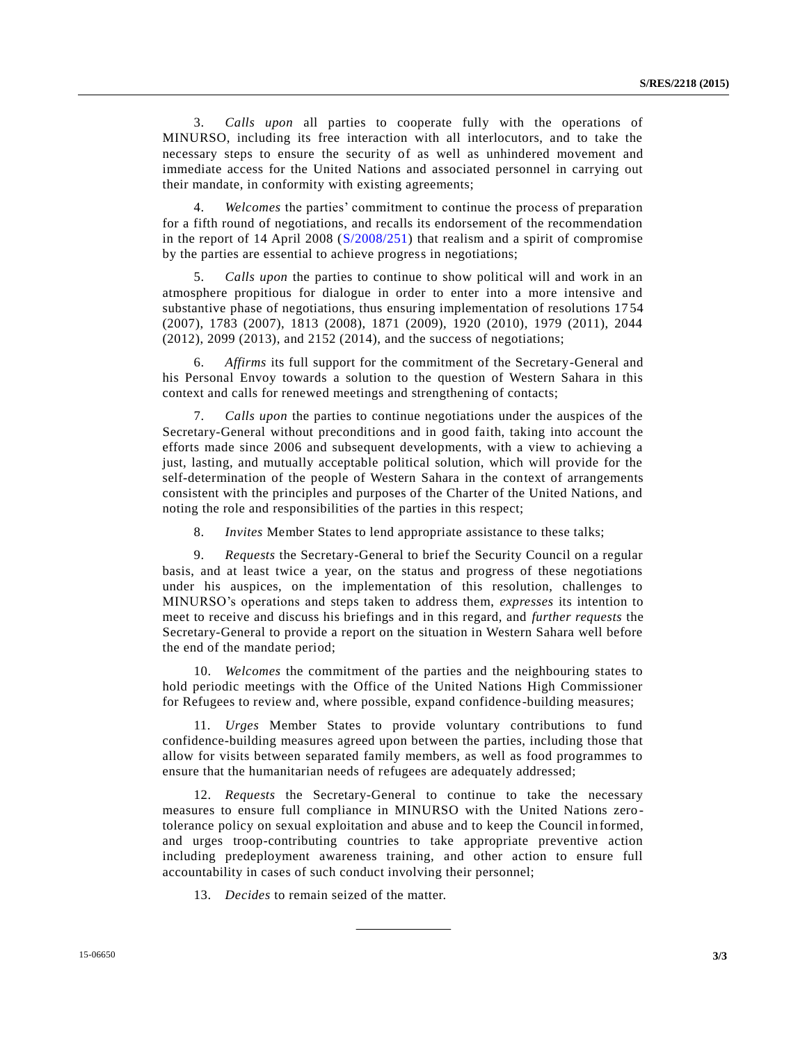3. *Calls upon* all parties to cooperate fully with the operations of MINURSO, including its free interaction with all interlocutors, and to take the necessary steps to ensure the security of as well as unhindered movement and immediate access for the United Nations and associated personnel in carrying out their mandate, in conformity with existing agreements;

4. *Welcomes* the parties' commitment to continue the process of preparation for a fifth round of negotiations, and recalls its endorsement of the recommendation in the report of 14 April 2008 (S/2008/251) that realism and a spirit of compromise by the parties are essential to achieve progress in negotiations;

5. *Calls upon* the parties to continue to show political will and work in an atmosphere propitious for dialogue in order to enter into a more intensive and substantive phase of negotiations, thus ensuring implementation of resolutions 1754 (2007), 1783 (2007), 1813 (2008), 1871 (2009), 1920 (2010), 1979 (2011), 2044 (2012), 2099 (2013), and 2152 (2014), and the success of negotiations;

6. *Affirms* its full support for the commitment of the Secretary-General and his Personal Envoy towards a solution to the question of Western Sahara in this context and calls for renewed meetings and strengthening of contacts;

7. *Calls upon* the parties to continue negotiations under the auspices of the Secretary-General without preconditions and in good faith, taking into account the efforts made since 2006 and subsequent developments, with a view to achieving a just, lasting, and mutually acceptable political solution, which will provide for the self-determination of the people of Western Sahara in the context of arrangements consistent with the principles and purposes of the Charter of the United Nations, and noting the role and responsibilities of the parties in this respect;

8. *Invites* Member States to lend appropriate assistance to these talks;

9. *Requests* the Secretary-General to brief the Security Council on a regular basis, and at least twice a year, on the status and progress of these negotiations under his auspices, on the implementation of this resolution, challenges to MINURSO's operations and steps taken to address them, *expresses* its intention to meet to receive and discuss his briefings and in this regard, and *further requests* the Secretary-General to provide a report on the situation in Western Sahara well before the end of the mandate period;

10. *Welcomes* the commitment of the parties and the neighbouring states to hold periodic meetings with the Office of the United Nations High Commissioner for Refugees to review and, where possible, expand confidence-building measures;

11. *Urges* Member States to provide voluntary contributions to fund confidence-building measures agreed upon between the parties, including those that allow for visits between separated family members, as well as food programmes to ensure that the humanitarian needs of refugees are adequately addressed;

12. *Requests* the Secretary-General to continue to take the necessary measures to ensure full compliance in MINURSO with the United Nations zero-tolerance policy on sexual exploitation and abuse and to keep the Council informed, and urges troop-contributing countries to take appropriate preventive action including predeployment awareness training, and other action to ensure full accountability in cases of such conduct involving their personnel;

13. *Decides* to remain seized of the matter.